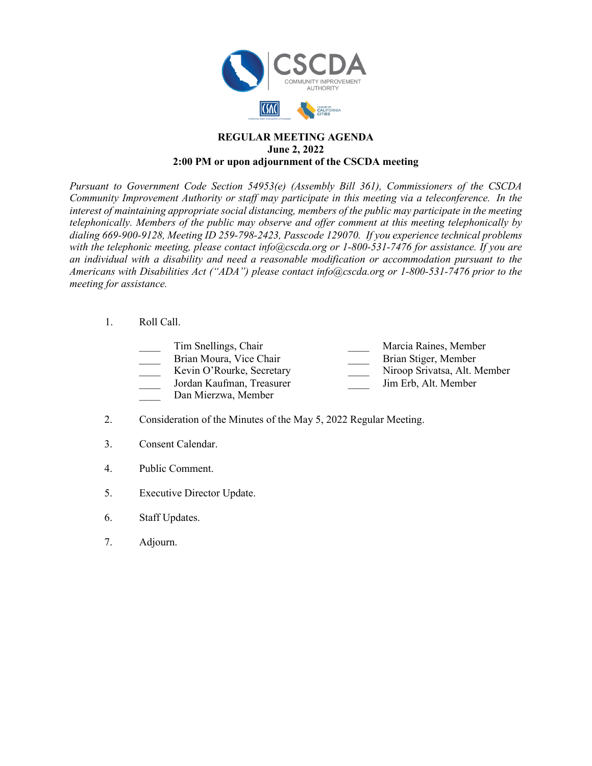CSCDA

COMMUNITY IMPROVEMENT AUTHORITY

# REGULAR MEETING AGENDA
**June 2, 2022**
**2:00 PM or upon adjournment of the CSCDA meeting**

*Pursuant to Government Code Section 54953(e) (Assembly Bill 361), Commissioners of the CSCDA Community Improvement Authority or staff may participate in this meeting via a teleconference. In the interest of maintaining appropriate social distancing, members of the public may participate in the meeting telephonically. Members of the public may observe and offer comment at this meeting telephonically by dialing 669-900-9128, Meeting ID 259-798-2423, Passcode 129070. If you experience technical problems with the telephonic meeting, please contact info@cscda.org or 1-800-531-7476 for assistance. If you are an individual with a disability and need a reasonable modification or accommodation pursuant to the Americans with Disabilities Act ("ADA") please contact info@cscda.org or 1-800-531-7476 prior to the meeting for assistance.*

1. Roll Call.

   ____ Tim Snellings, Chair
   ____ Brian Moura, Vice Chair
   ____ Kevin O'Rourke, Secretary
   ____ Jordan Kaufman, Treasurer
   ____ Dan Mierzwa, Member
   ____ Marcia Raines, Member
   ____ Brian Stiger, Member
   ____ Niroop Srivatsa, Alt. Member
   ____ Jim Erb, Alt. Member

2. Consideration of the Minutes of the May 5, 2022 Regular Meeting.

3. Consent Calendar.

4. Public Comment.

5. Executive Director Update.

6. Staff Updates.

7. Adjourn.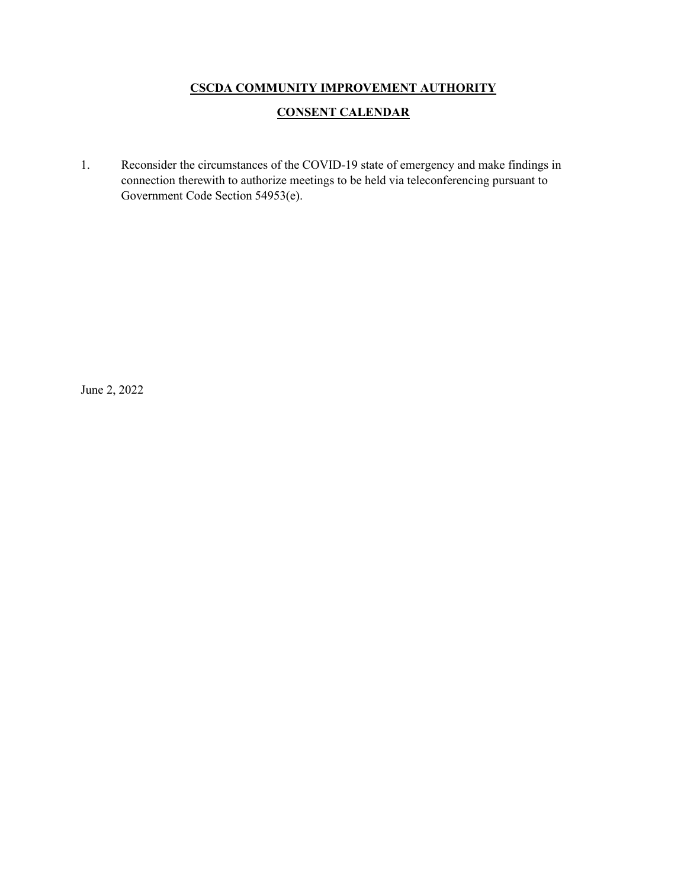# CSCDA COMMUNITY IMPROVEMENT AUTHORITY

## CONSENT CALENDAR

1. Reconsider the circumstances of the COVID-19 state of emergency and make findings in connection therewith to authorize meetings to be held via teleconferencing pursuant to Government Code Section 54953(e).

June 2, 2022